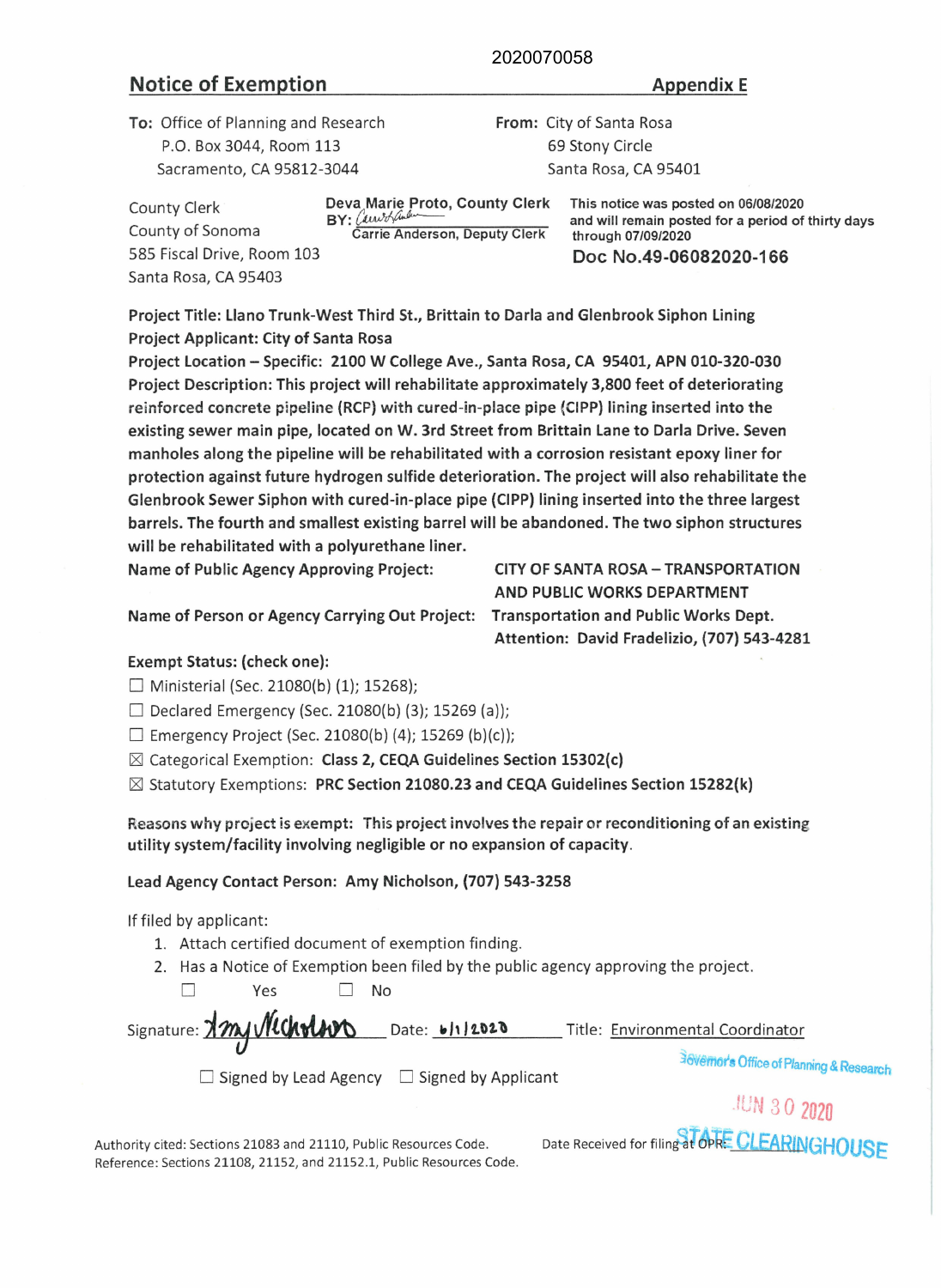2020070058

## Notice of Exemption

**Appendix E**

**To:** Office of Planning and Research
P.O. Box 3044, Room 113
Sacramento, CA 95812-3044

**From:** City of Santa Rosa
69 Stony Circle
Santa Rosa, CA 95401

County Clerk
County of Sonoma
585 Fiscal Drive, Room 103
Santa Rosa, CA 95403

**Deva Marie Proto, County Clerk**
**BY:** [signature]
Carrie Anderson, Deputy Clerk

**This notice was posted on 06/08/2020 and will remain posted for a period of thirty days through 07/09/2020**

**Doc No.49-06082020-166**

**Project Title: Llano Trunk-West Third St., Brittain to Darla and Glenbrook Siphon Lining**

**Project Applicant: City of Santa Rosa**

**Project Location – Specific: 2100 W College Ave., Santa Rosa, CA 95401, APN 010-320-030**

**Project Description: This project will rehabilitate approximately 3,800 feet of deteriorating reinforced concrete pipeline (RCP) with cured-in-place pipe (CIPP) lining inserted into the existing sewer main pipe, located on W. 3rd Street from Brittain Lane to Darla Drive. Seven manholes along the pipeline will be rehabilitated with a corrosion resistant epoxy liner for protection against future hydrogen sulfide deterioration. The project will also rehabilitate the Glenbrook Sewer Siphon with cured-in-place pipe (CIPP) lining inserted into the three largest barrels. The fourth and smallest existing barrel will be abandoned. The two siphon structures will be rehabilitated with a polyurethane liner.**

**Name of Public Agency Approving Project:** CITY OF SANTA ROSA – TRANSPORTATION AND PUBLIC WORKS DEPARTMENT

**Name of Person or Agency Carrying Out Project:** Transportation and Public Works Dept. Attention: David Fradelizio, (707) 543-4281

**Exempt Status: (check one):**

- ☐ Ministerial (Sec. 21080(b) (1); 15268);
- ☐ Declared Emergency (Sec. 21080(b) (3); 15269 (a));
- ☐ Emergency Project (Sec. 21080(b) (4); 15269 (b)(c));
- ☒ Categorical Exemption: **Class 2, CEQA Guidelines Section 15302(c)**
- ☒ Statutory Exemptions: **PRC Section 21080.23 and CEQA Guidelines Section 15282(k)**

**Reasons why project is exempt: This project involves the repair or reconditioning of an existing utility system/facility involving negligible or no expansion of capacity.**

**Lead Agency Contact Person: Amy Nicholson, (707) 543-3258**

If filed by applicant:

1. Attach certified document of exemption finding.
2. Has a Notice of Exemption been filed by the public agency approving the project.
   ☐ Yes ☐ No

Signature: [signature: Amy Nicholson] Date: 6/1/2020 Title: Environmental Coordinator

☐ Signed by Lead Agency ☐ Signed by Applicant

Authority cited: Sections 21083 and 21110, Public Resources Code.
Reference: Sections 21108, 21152, and 21152.1, Public Resources Code.

Date Received for filing at OPR: Governor's Office of Planning & Research JUN 30 2020 STATE CLEARINGHOUSE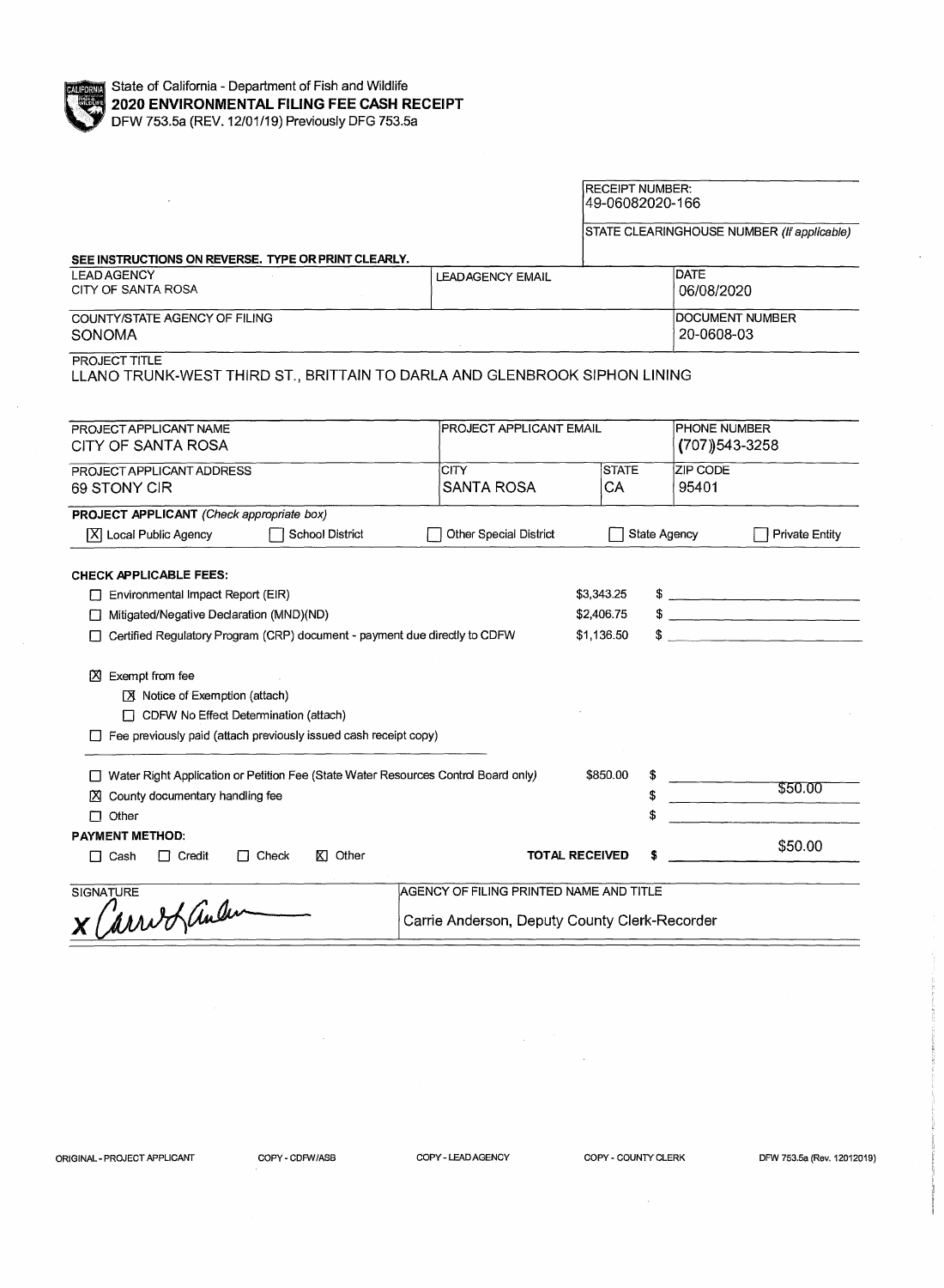State of California - Department of Fish and Wildlife

**2020 ENVIRONMENTAL FILING FEE CASH RECEIPT**

DFW 753.5a (REV. 12/01/19) Previously DFG 753.5a

RECEIPT NUMBER:
49-06082020-166

STATE CLEARINGHOUSE NUMBER *(If applicable)*

**SEE INSTRUCTIONS ON REVERSE. TYPE OR PRINT CLEARLY.**

| LEAD AGENCY | LEAD AGENCY EMAIL | DATE |
|---|---|---|
| CITY OF SANTA ROSA | | 06/08/2020 |

| COUNTY/STATE AGENCY OF FILING | DOCUMENT NUMBER |
|---|---|
| SONOMA | 20-0608-03 |

PROJECT TITLE
LLANO TRUNK-WEST THIRD ST., BRITTAIN TO DARLA AND GLENBROOK SIPHON LINING

| PROJECT APPLICANT NAME | PROJECT APPLICANT EMAIL | | PHONE NUMBER |
|---|---|---|---|
| CITY OF SANTA ROSA | | | (707)543-3258 |
| **PROJECT APPLICANT ADDRESS** | **CITY** | **STATE** | **ZIP CODE** |
| 69 STONY CIR | SANTA ROSA | CA | 95401 |

**PROJECT APPLICANT** *(Check appropriate box)*

- [X] Local Public Agency
- [ ] School District
- [ ] Other Special District
- [ ] State Agency
- [ ] Private Entity

**CHECK APPLICABLE FEES:**

| | | |
|---|---|---|
| [ ] Environmental Impact Report (EIR) | $3,343.25 | $ |
| [ ] Mitigated/Negative Declaration (MND)(ND) | $2,406.75 | $ |
| [ ] Certified Regulatory Program (CRP) document - payment due directly to CDFW | $1,136.50 | $ |

- [X] Exempt from fee
  - [X] Notice of Exemption (attach)
  - [ ] CDFW No Effect Determination (attach)
- [ ] Fee previously paid (attach previously issued cash receipt copy)

| | | |
|---|---|---|
| [ ] Water Right Application or Petition Fee (State Water Resources Control Board only) | $850.00 | $ |
| [X] County documentary handling fee | | $ $50.00 |
| [ ] Other | | $ |

**PAYMENT METHOD:**

- [ ] Cash
- [ ] Credit
- [ ] Check
- [X] Other

**TOTAL RECEIVED** $ $50.00

| SIGNATURE | AGENCY OF FILING PRINTED NAME AND TITLE |
|---|---|
| x Carrie Anderson | Carrie Anderson, Deputy County Clerk-Recorder |

ORIGINAL - PROJECT APPLICANT    COPY - CDFW/ASB    COPY - LEAD AGENCY    COPY - COUNTY CLERK    DFW 753.5a (Rev. 12012019)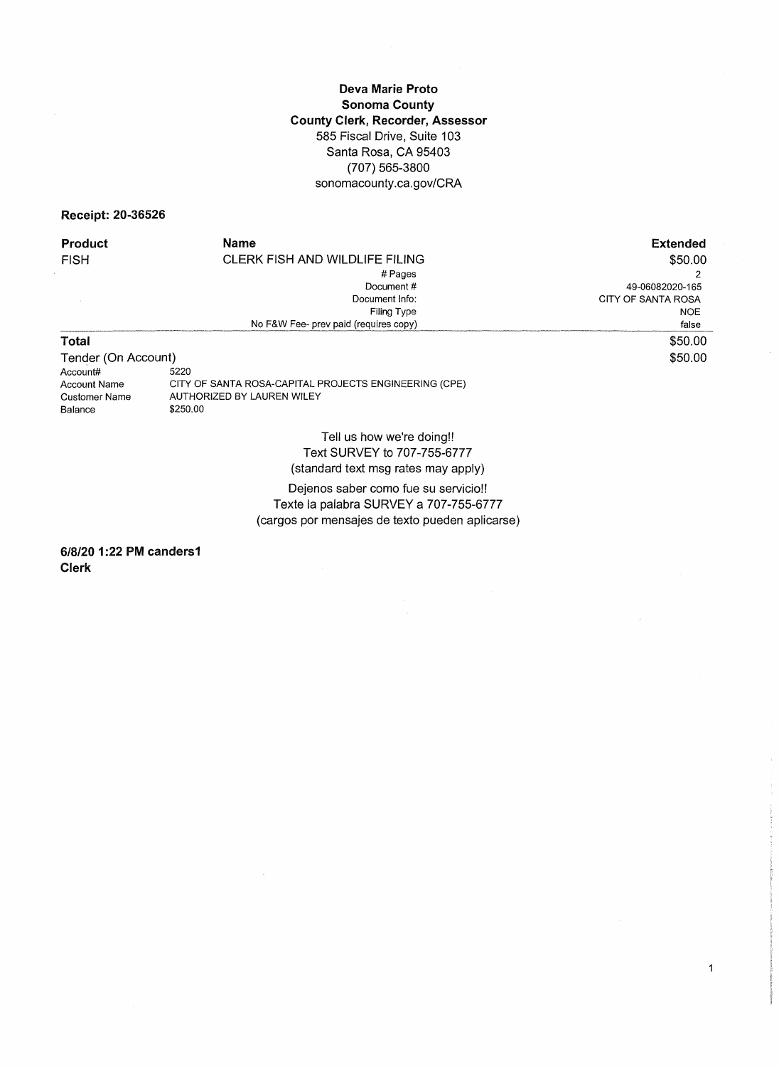**Deva Marie Proto**
**Sonoma County**
**County Clerk, Recorder, Assessor**
585 Fiscal Drive, Suite 103
Santa Rosa, CA 95403
(707) 565-3800
sonomacounty.ca.gov/CRA

**Receipt: 20-36526**

| Product | Name | Extended |
| --- | --- | --- |
| FISH | CLERK FISH AND WILDLIFE FILING | $50.00 |
| | # Pages | 2 |
| | Document # | 49-06082020-165 |
| | Document Info: | CITY OF SANTA ROSA |
| | Filing Type | NOE |
| | No F&W Fee- prev paid (requires copy) | false |
| **Total** | | $50.00 |
| Tender (On Account) | | $50.00 |

| | |
| --- | --- |
| Account# | 5220 |
| Account Name | CITY OF SANTA ROSA-CAPITAL PROJECTS ENGINEERING (CPE) |
| Customer Name | AUTHORIZED BY LAUREN WILEY |
| Balance | $250.00 |

Tell us how we're doing!!
Text SURVEY to 707-755-6777
(standard text msg rates may apply)

Dejenos saber como fue su servicio!!
Texte la palabra SURVEY a 707-755-6777
(cargos por mensajes de texto pueden aplicarse)

**6/8/20 1:22 PM canders1**
**Clerk**